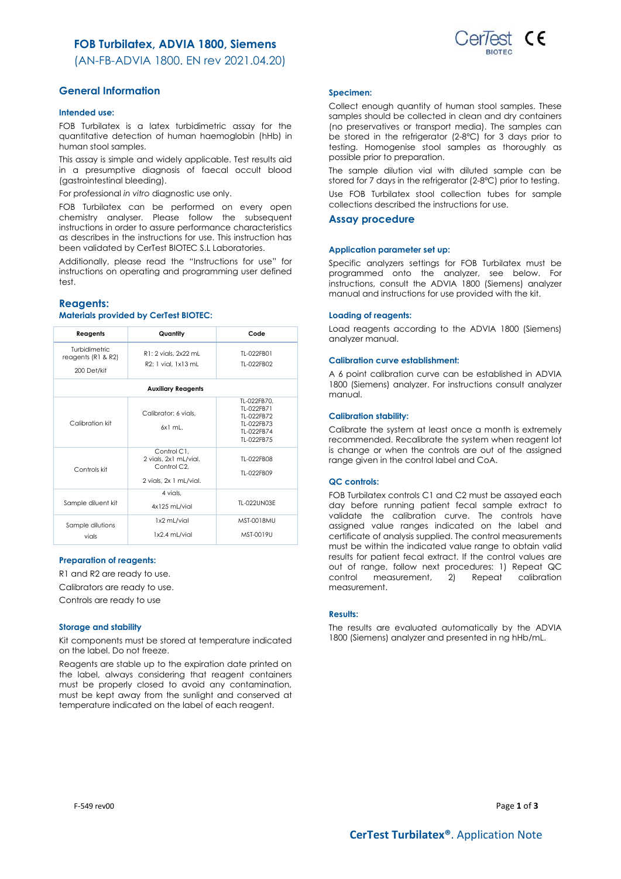# FOB Turbilatex, ADVIA 1800, Siemens

(AN-FB-ADVIA 1800. EN rev 2021.04.20)

## General Information

### Intended use:

FOB Turbilatex is a latex turbidimetric assay for the quantitative detection of human haemoglobin (hHb) in human stool samples.

This assay is simple and widely applicable. Test results aid in a presumptive diagnosis of faecal occult blood (gastrointestinal bleeding).

For professional *in vitro* diagnostic use only.

FOB Turbilatex can be performed on every open chemistry analyser. Please follow the subsequent instructions in order to assure performance characteristics as describes in the instructions for use. This instruction has been validated by CerTest BIOTEC S.L Laboratories.

Additionally, please read the "Instructions for use" for instructions on operating and programming user defined test.

## Reagents:

### Materials provided by CerTest BIOTEC:

| Reagents | Quantity | Code |
|---|---|---|
| Turbidimetric reagents (R1 & R2) 200 Det/kit | R1: 2 vials, 2x22 mL<br>R2: 1 vial, 1x13 mL | TL-022FB01<br>TL-022FB02 |
| **Auxiliary Reagents** | | |
| Calibration kit | Calibrator: 6 vials, 6x1 mL. | TL-022FB70, TL-022FB71, TL-022FB72, TL-022FB73, TL-022FB74, TL-022FB75 |
| Controls kit | Control C1, 2 vials, 2x1 mL/vial. Control C2, 2 vials, 2x 1 mL/vial. | TL-022FB08<br>TL-022FB09 |
| Sample diluent kit | 4 vials, 4x125 mL/vial | TL-022UN03E |
| Sample dilutions vials | 1x2 mL/vial<br>1x2.4 mL/vial | MST-0018MU<br>MST-0019U |

### Preparation of reagents:

R1 and R2 are ready to use.

Calibrators are ready to use.

Controls are ready to use

### Storage and stability

Kit components must be stored at temperature indicated on the label. Do not freeze.

Reagents are stable up to the expiration date printed on the label, always considering that reagent containers must be properly closed to avoid any contamination, must be kept away from the sunlight and conserved at temperature indicated on the label of each reagent.

### Specimen:

Collect enough quantity of human stool samples. These samples should be collected in clean and dry containers (no preservatives or transport media). The samples can be stored in the refrigerator (2-8ºC) for 3 days prior to testing. Homogenise stool samples as thoroughly as possible prior to preparation.

The sample dilution vial with diluted sample can be stored for 7 days in the refrigerator (2-8ºC) prior to testing.

Use FOB Turbilatex stool collection tubes for sample collections described the instructions for use.

## Assay procedure

### Application parameter set up:

Specific analyzers settings for FOB Turbilatex must be programmed onto the analyzer, see below. For instructions, consult the ADVIA 1800 (Siemens) analyzer manual and instructions for use provided with the kit.

### Loading of reagents:

Load reagents according to the ADVIA 1800 (Siemens) analyzer manual.

### Calibration curve establishment:

A 6 point calibration curve can be established in ADVIA 1800 (Siemens) analyzer. For instructions consult analyzer manual.

### Calibration stability:

Calibrate the system at least once a month is extremely recommended. Recalibrate the system when reagent lot is change or when the controls are out of the assigned range given in the control label and CoA.

### QC controls:

FOB Turbilatex controls C1 and C2 must be assayed each day before running patient fecal sample extract to validate the calibration curve. The controls have assigned value ranges indicated on the label and certificate of analysis supplied. The control measurements must be within the indicated value range to obtain valid results for patient fecal extract. If the control values are out of range, follow next procedures: 1) Repeat QC control measurement, 2) Repeat calibration measurement.

### Results:

The results are evaluated automatically by the ADVIA 1800 (Siemens) analyzer and presented in ng hHb/mL.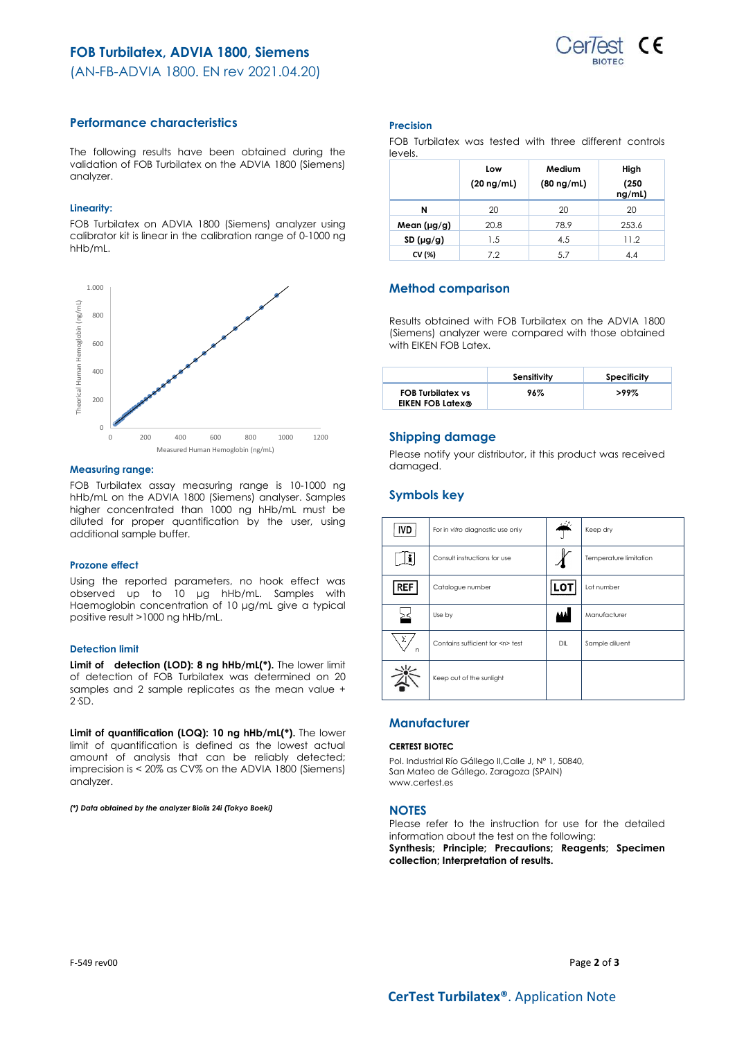# FOB Turbilatex, ADVIA 1800, Siemens

(AN-FB-ADVIA 1800. EN rev 2021.04.20)

## Performance characteristics

The following results have been obtained during the validation of FOB Turbilatex on the ADVIA 1800 (Siemens) analyzer.

### Linearity:

FOB Turbilatex on ADVIA 1800 (Siemens) analyzer using calibrator kit is linear in the calibration range of 0-1000 ng hHb/mL.

### Measuring range:

FOB Turbilatex assay measuring range is 10-1000 ng hHb/mL on the ADVIA 1800 (Siemens) analyser. Samples higher concentrated than 1000 ng hHb/mL must be diluted for proper quantification by the user, using additional sample buffer.

### Prozone effect

Using the reported parameters, no hook effect was observed up to 10 µg hHb/mL. Samples with Haemoglobin concentration of 10 µg/mL give a typical positive result >1000 ng hHb/mL.

### Detection limit

**Limit of detection (LOD): 8 ng hHb/mL(\*).** The lower limit of detection of FOB Turbilatex was determined on 20 samples and 2 sample replicates as the mean value + 2 SD.

**Limit of quantification (LOQ): 10 ng hHb/mL(\*).** The lower limit of quantification is defined as the lowest actual amount of analysis that can be reliably detected; imprecision is < 20% as CV% on the ADVIA 1800 (Siemens) analyzer.

***(\*) Data obtained by the analyzer Biolis 24i (Tokyo Boeki)***

### Precision

FOB Turbilatex was tested with three different controls levels.

| | Low (20 ng/mL) | Medium (80 ng/mL) | High (250 ng/mL) |
|---|---|---|---|
| **N** | 20 | 20 | 20 |
| **Mean (µg/g)** | 20.8 | 78.9 | 253.6 |
| **SD (µg/g)** | 1.5 | 4.5 | 11.2 |
| **CV (%)** | 7.2 | 5.7 | 4.4 |

## Method comparison

Results obtained with FOB Turbilatex on the ADVIA 1800 (Siemens) analyzer were compared with those obtained with EIKEN FOB Latex.

| | Sensitivity | Specificity |
|---|---|---|
| **FOB Turbilatex vs EIKEN FOB Latex®** | 96% | >99% |

## Shipping damage

Please notify your distributor, it this product was received damaged.

## Symbols key

| Symbol | Meaning | Symbol | Meaning |
|---|---|---|---|
| IVD | For in vitro diagnostic use only | | Keep dry |
| | Consult instructions for use | | Temperature limitation |
| REF | Catalogue number | LOT | Lot number |
| | Use by | | Manufacturer |
| Σ n | Contains sufficient for <n> test | DIL | Sample diluent |
| | Keep out of the sunlight | | |

## Manufacturer

**CERTEST BIOTEC**

Pol. Industrial Río Gállego II,Calle J, Nº 1, 50840, San Mateo de Gállego, Zaragoza (SPAIN)
www.certest.es

## NOTES

Please refer to the instruction for use for the detailed information about the test on the following:
**Synthesis; Principle; Precautions; Reagents; Specimen collection; Interpretation of results.**

F-549 rev00

**CerTest Turbilatex®**. Application Note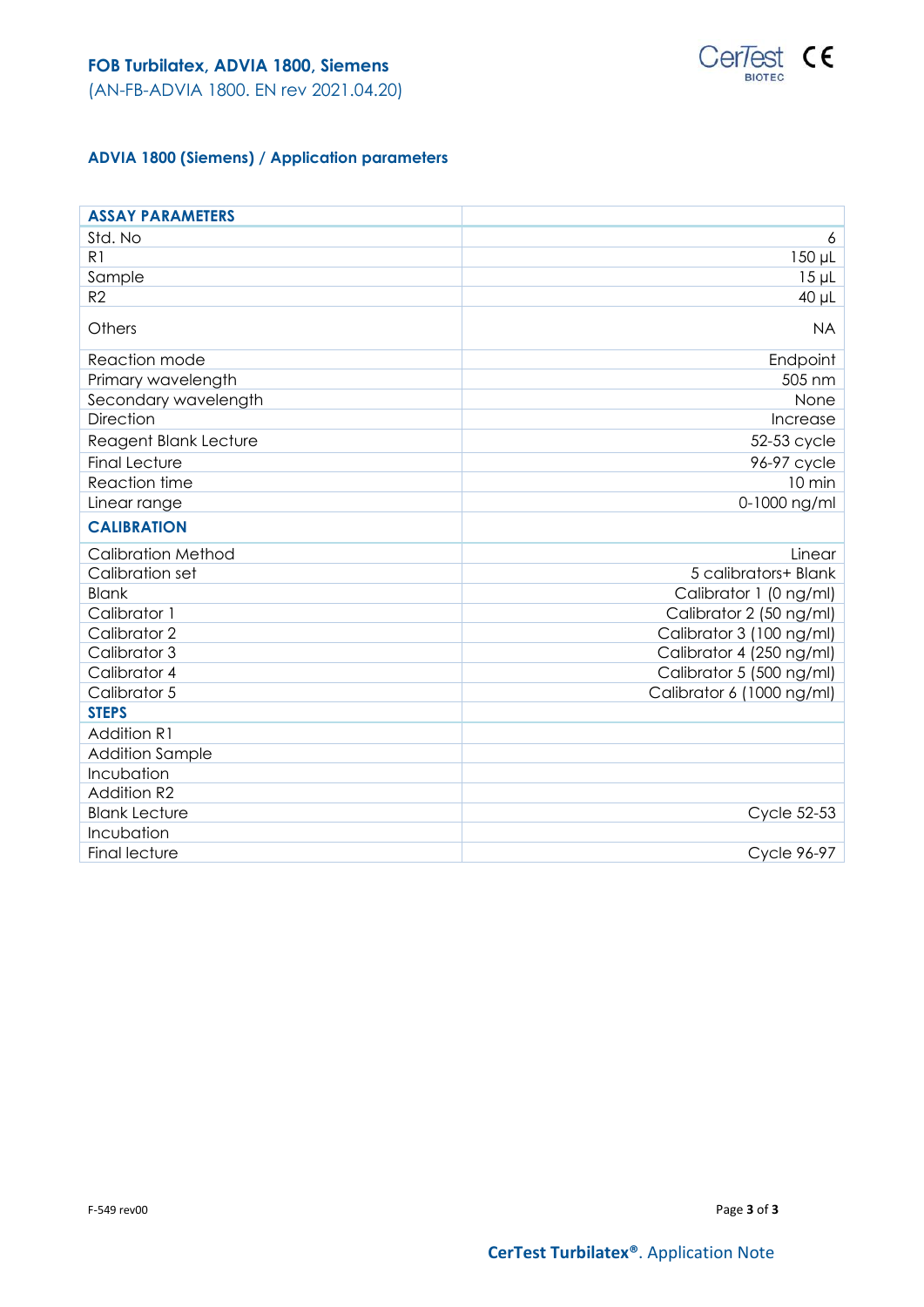## ADVIA 1800 (Siemens) / Application parameters

| **ASSAY PARAMETERS** | |
|---|---|
| Std. No | 6 |
| R1 | 150 µL |
| Sample | 15 µL |
| R2 | 40 µL |
| Others | NA |
| Reaction mode | Endpoint |
| Primary wavelength | 505 nm |
| Secondary wavelength | None |
| Direction | Increase |
| Reagent Blank Lecture | 52-53 cycle |
| Final Lecture | 96-97 cycle |
| Reaction time | 10 min |
| Linear range | 0-1000 ng/ml |
| **CALIBRATION** | |
| Calibration Method | Linear |
| Calibration set | 5 calibrators+ Blank |
| Blank | Calibrator 1 (0 ng/ml) |
| Calibrator 1 | Calibrator 2 (50 ng/ml) |
| Calibrator 2 | Calibrator 3 (100 ng/ml) |
| Calibrator 3 | Calibrator 4 (250 ng/ml) |
| Calibrator 4 | Calibrator 5 (500 ng/ml) |
| Calibrator 5 | Calibrator 6 (1000 ng/ml) |
| **STEPS** | |
| Addition R1 | |
| Addition Sample | |
| Incubation | |
| Addition R2 | |
| Blank Lecture | Cycle 52-53 |
| Incubation | |
| Final lecture | Cycle 96-97 |